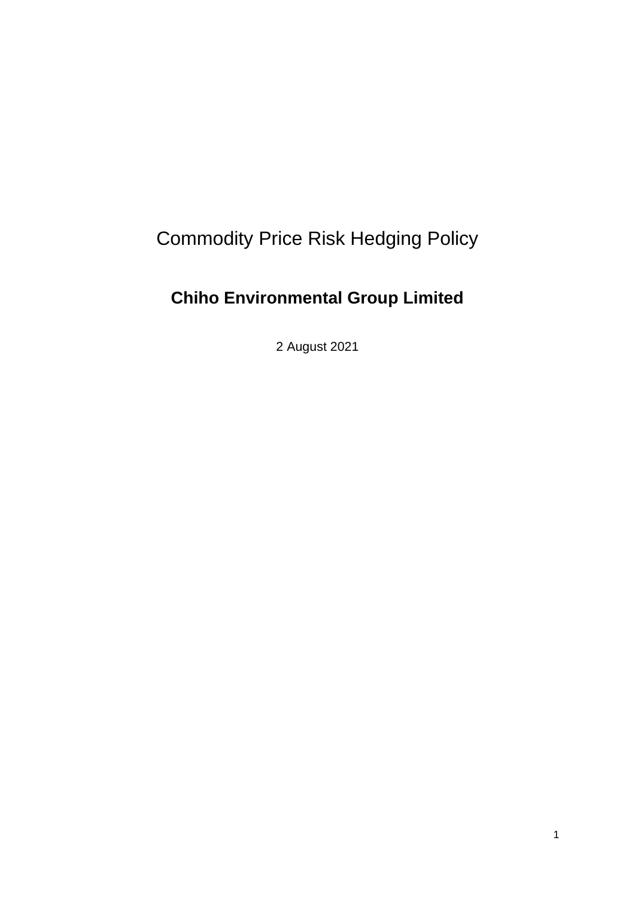# Commodity Price Risk Hedging Policy

**Chiho Environmental Group Limited**

2 August 2021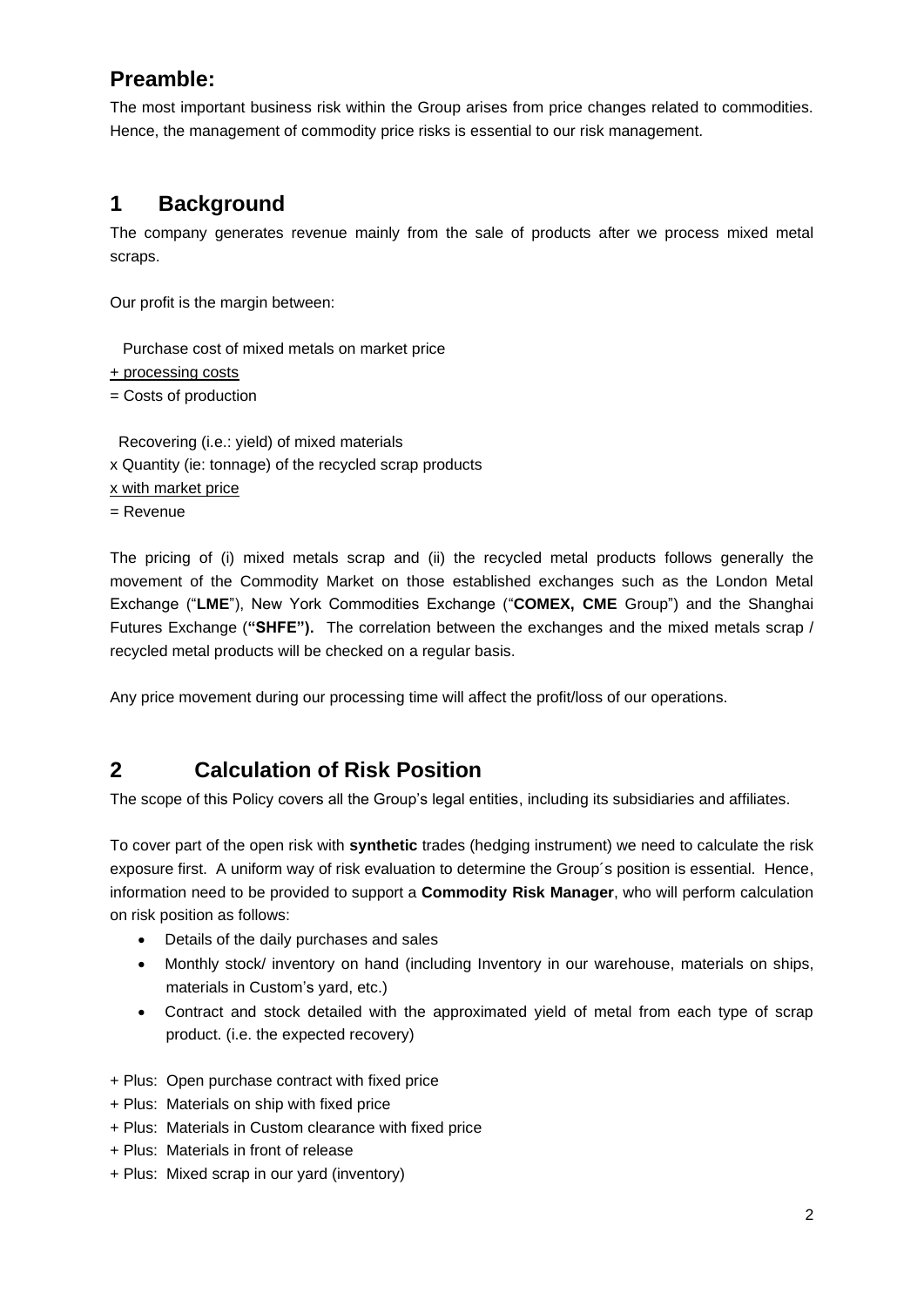## Preamble:

The most important business risk within the Group arises from price changes related to commodities. Hence, the management of commodity price risks is essential to our risk management.

## 1 Background

The company generates revenue mainly from the sale of products after we process mixed metal scraps.

Our profit is the margin between:

Purchase cost of mixed metals on market price
<u>+ processing costs</u>
= Costs of production

Recovering (i.e.: yield) of mixed materials
x Quantity (ie: tonnage) of the recycled scrap products
<u>x with market price</u>
= Revenue

The pricing of (i) mixed metals scrap and (ii) the recycled metal products follows generally the movement of the Commodity Market on those established exchanges such as the London Metal Exchange ("**LME**"), New York Commodities Exchange ("**COMEX, CME** Group") and the Shanghai Futures Exchange (**"SHFE").** The correlation between the exchanges and the mixed metals scrap / recycled metal products will be checked on a regular basis.

Any price movement during our processing time will affect the profit/loss of our operations.

## 2 Calculation of Risk Position

The scope of this Policy covers all the Group's legal entities, including its subsidiaries and affiliates.

To cover part of the open risk with **synthetic** trades (hedging instrument) we need to calculate the risk exposure first. A uniform way of risk evaluation to determine the Group´s position is essential. Hence, information need to be provided to support a **Commodity Risk Manager**, who will perform calculation on risk position as follows:

- Details of the daily purchases and sales
- Monthly stock/ inventory on hand (including Inventory in our warehouse, materials on ships, materials in Custom's yard, etc.)
- Contract and stock detailed with the approximated yield of metal from each type of scrap product. (i.e. the expected recovery)

+ Plus: Open purchase contract with fixed price
+ Plus: Materials on ship with fixed price
+ Plus: Materials in Custom clearance with fixed price
+ Plus: Materials in front of release
+ Plus: Mixed scrap in our yard (inventory)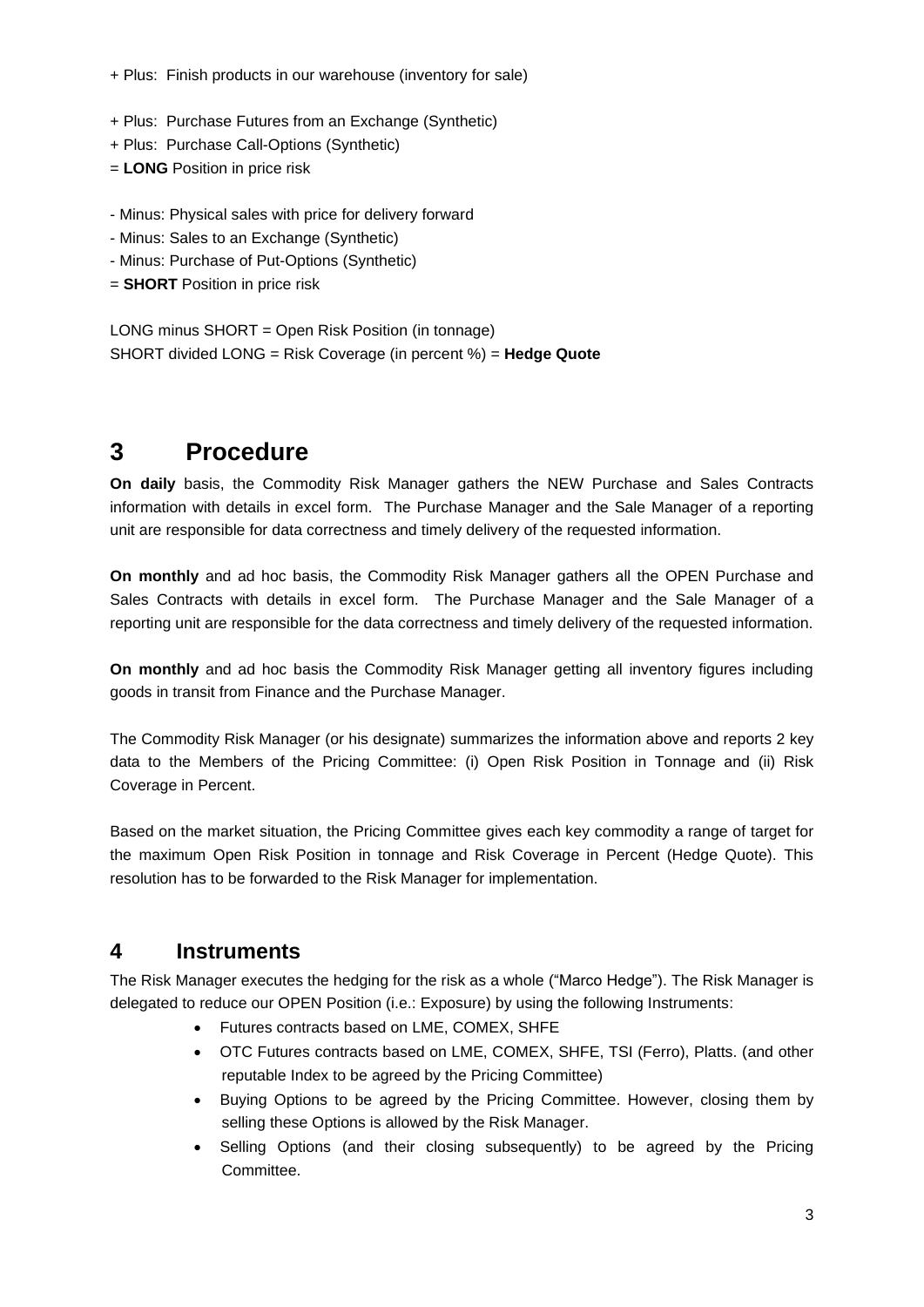+ Plus: Finish products in our warehouse (inventory for sale)

+ Plus: Purchase Futures from an Exchange (Synthetic)
+ Plus: Purchase Call-Options (Synthetic)
= **LONG** Position in price risk

- Minus: Physical sales with price for delivery forward
- Minus: Sales to an Exchange (Synthetic)
- Minus: Purchase of Put-Options (Synthetic)
= **SHORT** Position in price risk

LONG minus SHORT = Open Risk Position (in tonnage)
SHORT divided LONG = Risk Coverage (in percent %) = **Hedge Quote**

# 3 Procedure

**On daily** basis, the Commodity Risk Manager gathers the NEW Purchase and Sales Contracts information with details in excel form. The Purchase Manager and the Sale Manager of a reporting unit are responsible for data correctness and timely delivery of the requested information.

**On monthly** and ad hoc basis, the Commodity Risk Manager gathers all the OPEN Purchase and Sales Contracts with details in excel form. The Purchase Manager and the Sale Manager of a reporting unit are responsible for the data correctness and timely delivery of the requested information.

**On monthly** and ad hoc basis the Commodity Risk Manager getting all inventory figures including goods in transit from Finance and the Purchase Manager.

The Commodity Risk Manager (or his designate) summarizes the information above and reports 2 key data to the Members of the Pricing Committee: (i) Open Risk Position in Tonnage and (ii) Risk Coverage in Percent.

Based on the market situation, the Pricing Committee gives each key commodity a range of target for the maximum Open Risk Position in tonnage and Risk Coverage in Percent (Hedge Quote). This resolution has to be forwarded to the Risk Manager for implementation.

## 4 Instruments

The Risk Manager executes the hedging for the risk as a whole ("Marco Hedge"). The Risk Manager is delegated to reduce our OPEN Position (i.e.: Exposure) by using the following Instruments:

- Futures contracts based on LME, COMEX, SHFE
- OTC Futures contracts based on LME, COMEX, SHFE, TSI (Ferro), Platts. (and other reputable Index to be agreed by the Pricing Committee)
- Buying Options to be agreed by the Pricing Committee. However, closing them by selling these Options is allowed by the Risk Manager.
- Selling Options (and their closing subsequently) to be agreed by the Pricing Committee.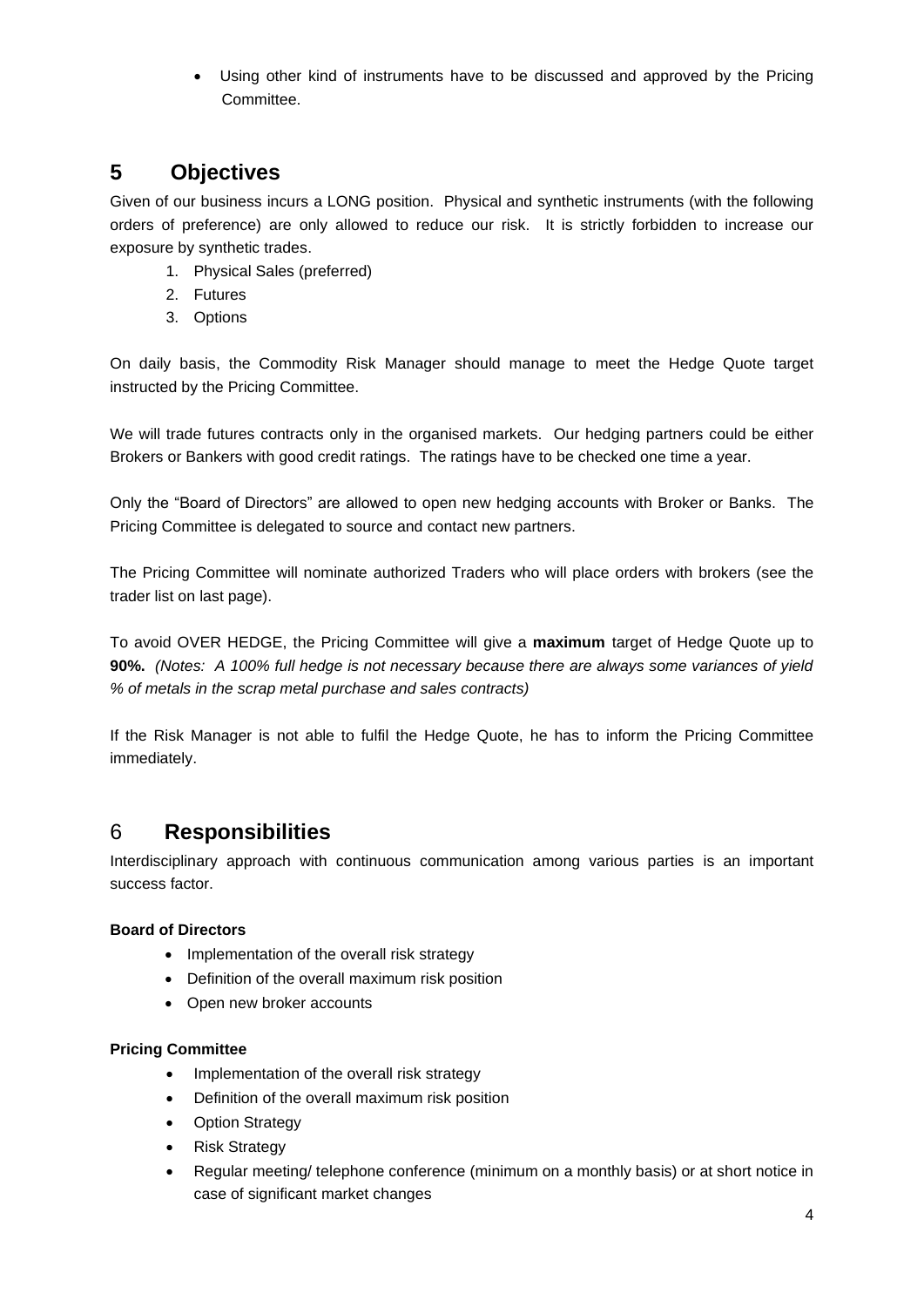- Using other kind of instruments have to be discussed and approved by the Pricing Committee.

## 5 Objectives

Given of our business incurs a LONG position. Physical and synthetic instruments (with the following orders of preference) are only allowed to reduce our risk. It is strictly forbidden to increase our exposure by synthetic trades.

1. Physical Sales (preferred)
2. Futures
3. Options

On daily basis, the Commodity Risk Manager should manage to meet the Hedge Quote target instructed by the Pricing Committee.

We will trade futures contracts only in the organised markets. Our hedging partners could be either Brokers or Bankers with good credit ratings. The ratings have to be checked one time a year.

Only the "Board of Directors" are allowed to open new hedging accounts with Broker or Banks. The Pricing Committee is delegated to source and contact new partners.

The Pricing Committee will nominate authorized Traders who will place orders with brokers (see the trader list on last page).

To avoid OVER HEDGE, the Pricing Committee will give a **maximum** target of Hedge Quote up to **90%.** *(Notes: A 100% full hedge is not necessary because there are always some variances of yield % of metals in the scrap metal purchase and sales contracts)*

If the Risk Manager is not able to fulfil the Hedge Quote, he has to inform the Pricing Committee immediately.

## 6 Responsibilities

Interdisciplinary approach with continuous communication among various parties is an important success factor.

**Board of Directors**

- Implementation of the overall risk strategy
- Definition of the overall maximum risk position
- Open new broker accounts

**Pricing Committee**

- Implementation of the overall risk strategy
- Definition of the overall maximum risk position
- Option Strategy
- Risk Strategy
- Regular meeting/ telephone conference (minimum on a monthly basis) or at short notice in case of significant market changes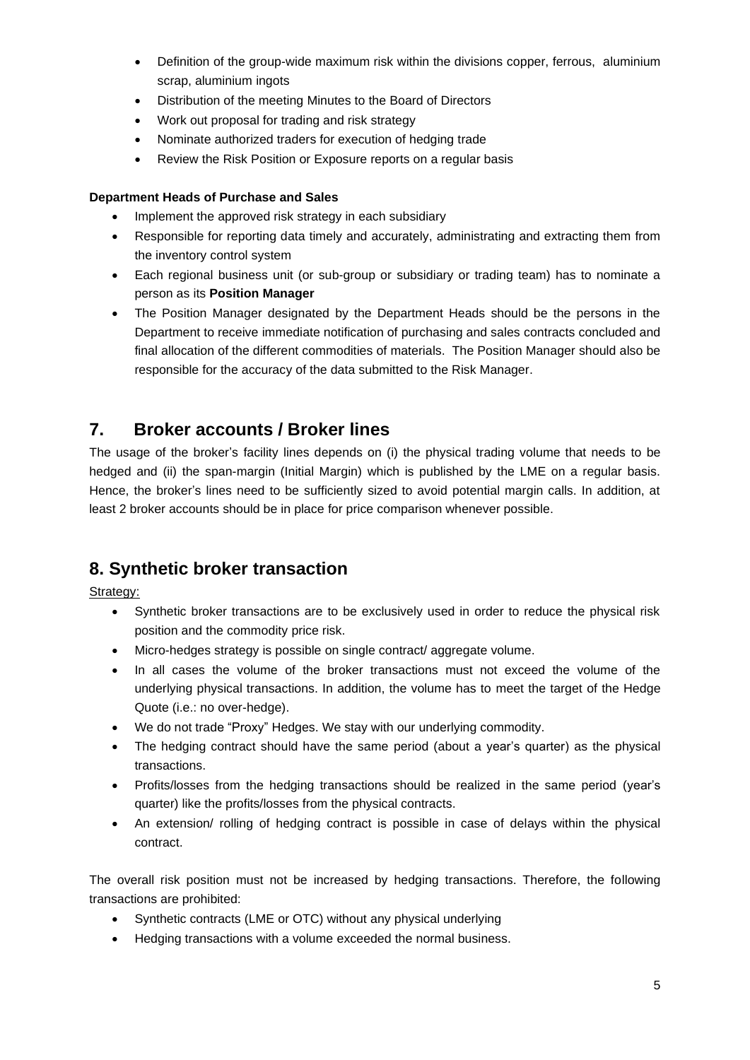- Definition of the group-wide maximum risk within the divisions copper, ferrous, aluminium scrap, aluminium ingots
- Distribution of the meeting Minutes to the Board of Directors
- Work out proposal for trading and risk strategy
- Nominate authorized traders for execution of hedging trade
- Review the Risk Position or Exposure reports on a regular basis

**Department Heads of Purchase and Sales**

- Implement the approved risk strategy in each subsidiary
- Responsible for reporting data timely and accurately, administrating and extracting them from the inventory control system
- Each regional business unit (or sub-group or subsidiary or trading team) has to nominate a person as its **Position Manager**
- The Position Manager designated by the Department Heads should be the persons in the Department to receive immediate notification of purchasing and sales contracts concluded and final allocation of the different commodities of materials. The Position Manager should also be responsible for the accuracy of the data submitted to the Risk Manager.

## 7. Broker accounts / Broker lines

The usage of the broker's facility lines depends on (i) the physical trading volume that needs to be hedged and (ii) the span-margin (Initial Margin) which is published by the LME on a regular basis. Hence, the broker's lines need to be sufficiently sized to avoid potential margin calls. In addition, at least 2 broker accounts should be in place for price comparison whenever possible.

## 8. Synthetic broker transaction

Strategy:

- Synthetic broker transactions are to be exclusively used in order to reduce the physical risk position and the commodity price risk.
- Micro-hedges strategy is possible on single contract/ aggregate volume.
- In all cases the volume of the broker transactions must not exceed the volume of the underlying physical transactions. In addition, the volume has to meet the target of the Hedge Quote (i.e.: no over-hedge).
- We do not trade "Proxy" Hedges. We stay with our underlying commodity.
- The hedging contract should have the same period (about a year's quarter) as the physical transactions.
- Profits/losses from the hedging transactions should be realized in the same period (year's quarter) like the profits/losses from the physical contracts.
- An extension/ rolling of hedging contract is possible in case of delays within the physical contract.

The overall risk position must not be increased by hedging transactions. Therefore, the following transactions are prohibited:

- Synthetic contracts (LME or OTC) without any physical underlying
- Hedging transactions with a volume exceeded the normal business.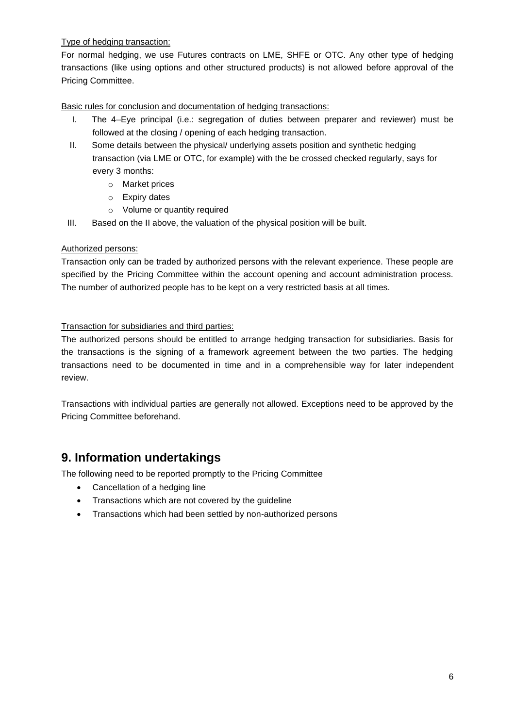Type of hedging transaction:

For normal hedging, we use Futures contracts on LME, SHFE or OTC. Any other type of hedging transactions (like using options and other structured products) is not allowed before approval of the Pricing Committee.

Basic rules for conclusion and documentation of hedging transactions:

I. The 4–Eye principal (i.e.: segregation of duties between preparer and reviewer) must be followed at the closing / opening of each hedging transaction.

II. Some details between the physical/ underlying assets position and synthetic hedging transaction (via LME or OTC, for example) with the be crossed checked regularly, says for every 3 months:
   - Market prices
   - Expiry dates
   - Volume or quantity required

III. Based on the II above, the valuation of the physical position will be built.

Authorized persons:

Transaction only can be traded by authorized persons with the relevant experience. These people are specified by the Pricing Committee within the account opening and account administration process. The number of authorized people has to be kept on a very restricted basis at all times.

Transaction for subsidiaries and third parties:

The authorized persons should be entitled to arrange hedging transaction for subsidiaries. Basis for the transactions is the signing of a framework agreement between the two parties. The hedging transactions need to be documented in time and in a comprehensible way for later independent review.

Transactions with individual parties are generally not allowed. Exceptions need to be approved by the Pricing Committee beforehand.

## 9. Information undertakings

The following need to be reported promptly to the Pricing Committee

- Cancellation of a hedging line
- Transactions which are not covered by the guideline
- Transactions which had been settled by non-authorized persons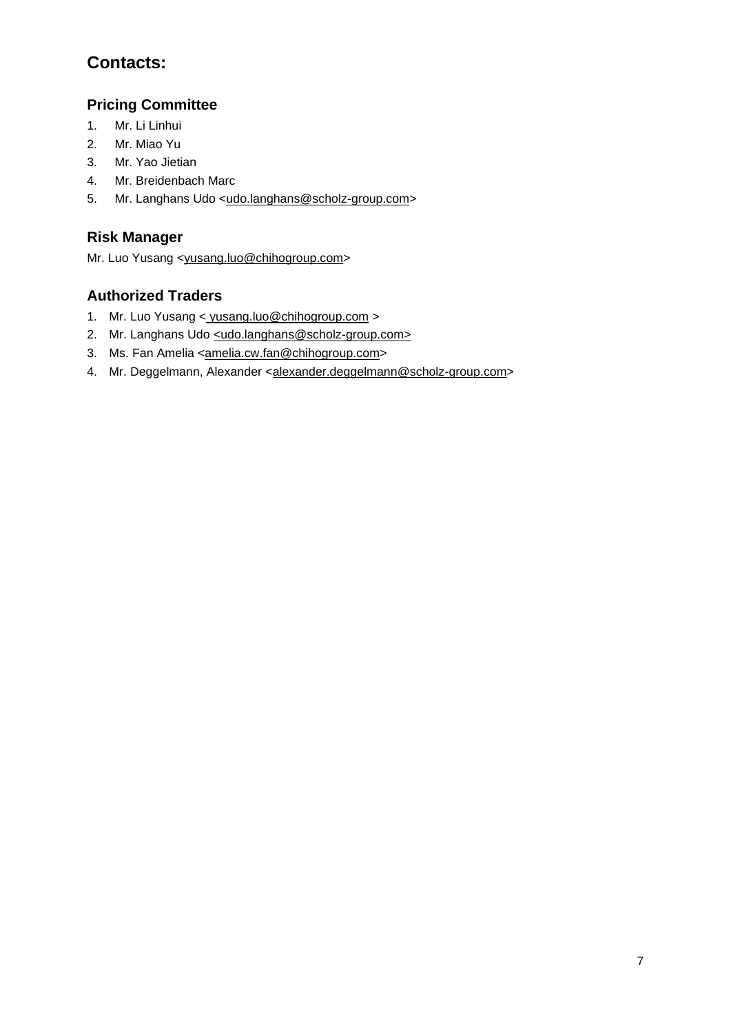# Contacts:

## Pricing Committee

1. Mr. Li Linhui
2. Mr. Miao Yu
3. Mr. Yao Jietian
4. Mr. Breidenbach Marc
5. Mr. Langhans Udo <udo.langhans@scholz-group.com>

## Risk Manager

Mr. Luo Yusang <yusang.luo@chihogroup.com>

## Authorized Traders

1. Mr. Luo Yusang < yusang.luo@chihogroup.com >
2. Mr. Langhans Udo <udo.langhans@scholz-group.com>
3. Ms. Fan Amelia <amelia.cw.fan@chihogroup.com>
4. Mr. Deggelmann, Alexander <alexander.deggelmann@scholz-group.com>